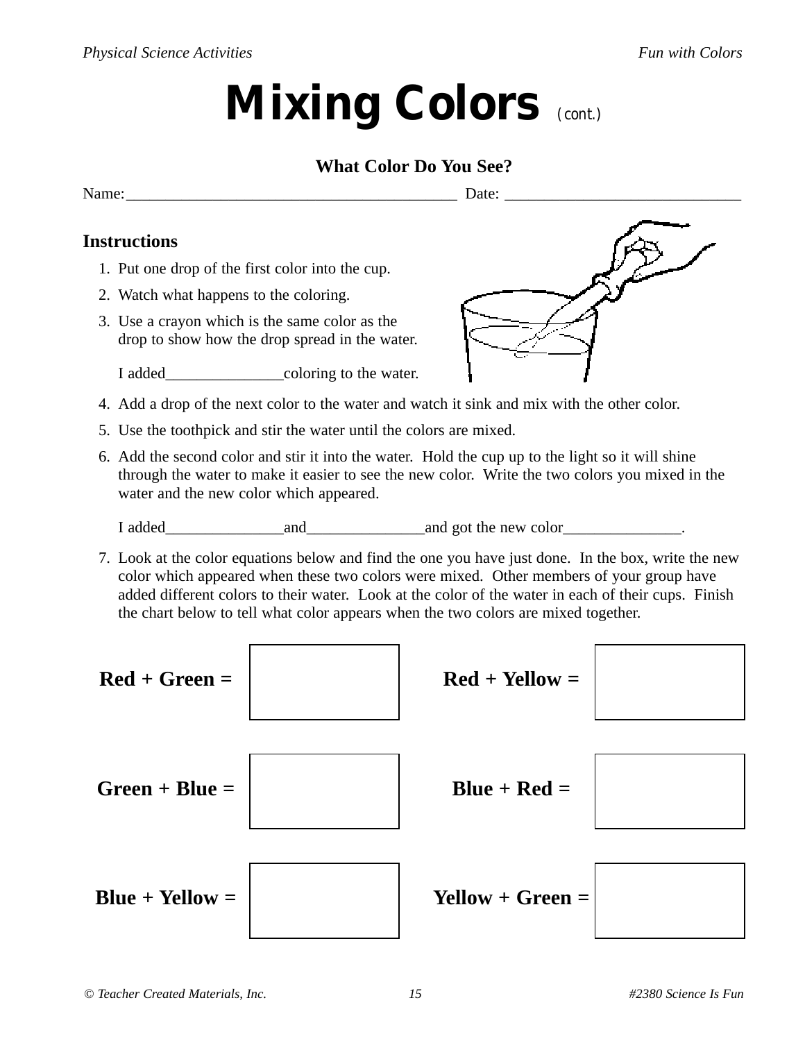# Mixing Colors (cont.)

### What Color Do You See?

Name:_________________________________________ Date: ______________________________

### Instructions

1. Put one drop of the first color into the cup.
2. Watch what happens to the coloring.
3. Use a crayon which is the same color as the drop to show how the drop spread in the water.

   I added_______________coloring to the water.

4. Add a drop of the next color to the water and watch it sink and mix with the other color.
5. Use the toothpick and stir the water until the colors are mixed.
6. Add the second color and stir it into the water. Hold the cup up to the light so it will shine through the water to make it easier to see the new color. Write the two colors you mixed in the water and the new color which appeared.

   I added_______________and_______________and got the new color_______________.

7. Look at the color equations below and find the one you have just done. In the box, write the new color which appeared when these two colors were mixed. Other members of your group have added different colors to their water. Look at the color of the water in each of their cups. Finish the chart below to tell what color appears when the two colors are mixed together.

| | | | |
|---|---|---|---|
| **Red + Green =** | | **Red + Yellow =** | |
| **Green + Blue =** | | **Blue + Red =** | |
| **Blue + Yellow =** | | **Yellow + Green =** | |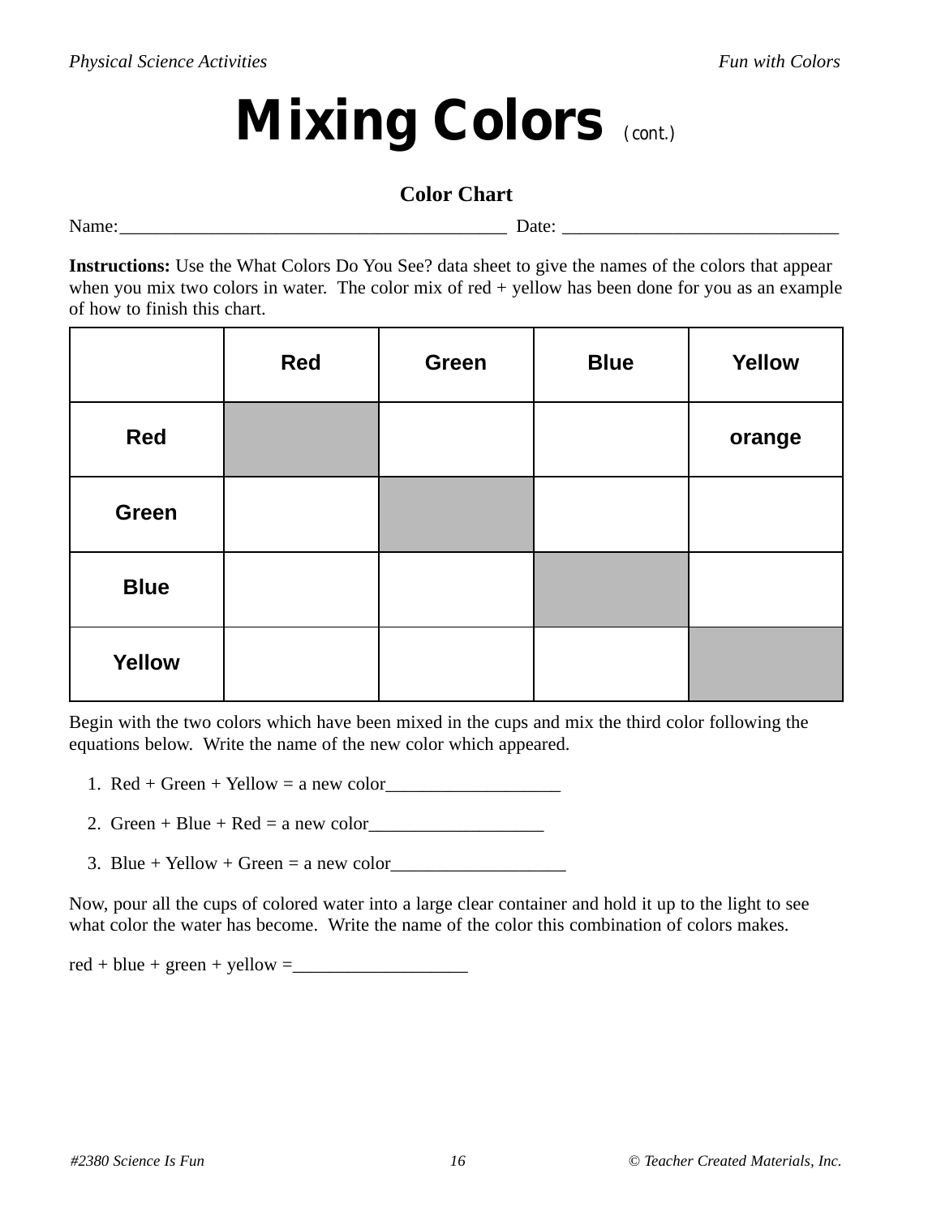# Mixing Colors (cont.)

## Color Chart

Name:_________________________________________ Date: ______________________________

**Instructions:** Use the What Colors Do You See? data sheet to give the names of the colors that appear when you mix two colors in water. The color mix of red + yellow has been done for you as an example of how to finish this chart.

| | Red | Green | Blue | Yellow |
|---|---|---|---|---|
| **Red** | | | | orange |
| **Green** | | | | |
| **Blue** | | | | |
| **Yellow** | | | | |

Begin with the two colors which have been mixed in the cups and mix the third color following the equations below. Write the name of the new color which appeared.

1. Red + Green + Yellow = a new color___________________
2. Green + Blue + Red = a new color___________________
3. Blue + Yellow + Green = a new color___________________

Now, pour all the cups of colored water into a large clear container and hold it up to the light to see what color the water has become. Write the name of the color this combination of colors makes.

red + blue + green + yellow =___________________